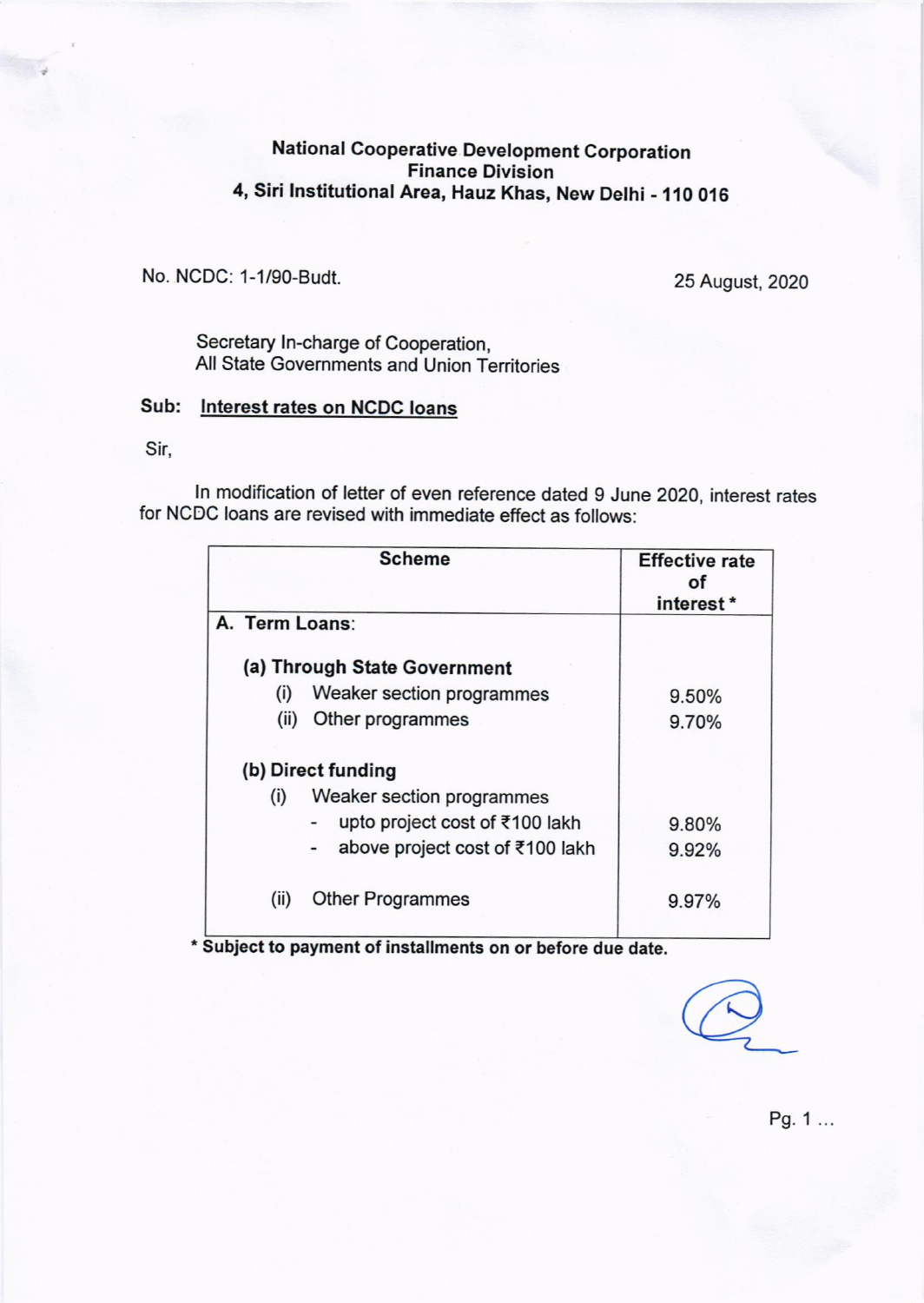**National Cooperative Development Corporation**
**Finance Division**
**4, Siri Institutional Area, Hauz Khas, New Delhi - 110 016**

No. NCDC: 1-1/90-Budt. 25 August, 2020

Secretary In-charge of Cooperation,
All State Governments and Union Territories

**Sub:** **Interest rates on NCDC loans**

Sir,

In modification of letter of even reference dated 9 June 2020, interest rates for NCDC loans are revised with immediate effect as follows:

| Scheme | Effective rate of interest * |
|---|---|
| A. **Term Loans**: | |
| **(a) Through State Government** | |
| (i) Weaker section programmes | 9.50% |
| (ii) Other programmes | 9.70% |
| **(b) Direct funding** | |
| (i) Weaker section programmes | |
| - upto project cost of ₹100 lakh | 9.80% |
| - above project cost of ₹100 lakh | 9.92% |
| (ii) Other Programmes | 9.97% |

**\* Subject to payment of installments on or before due date.**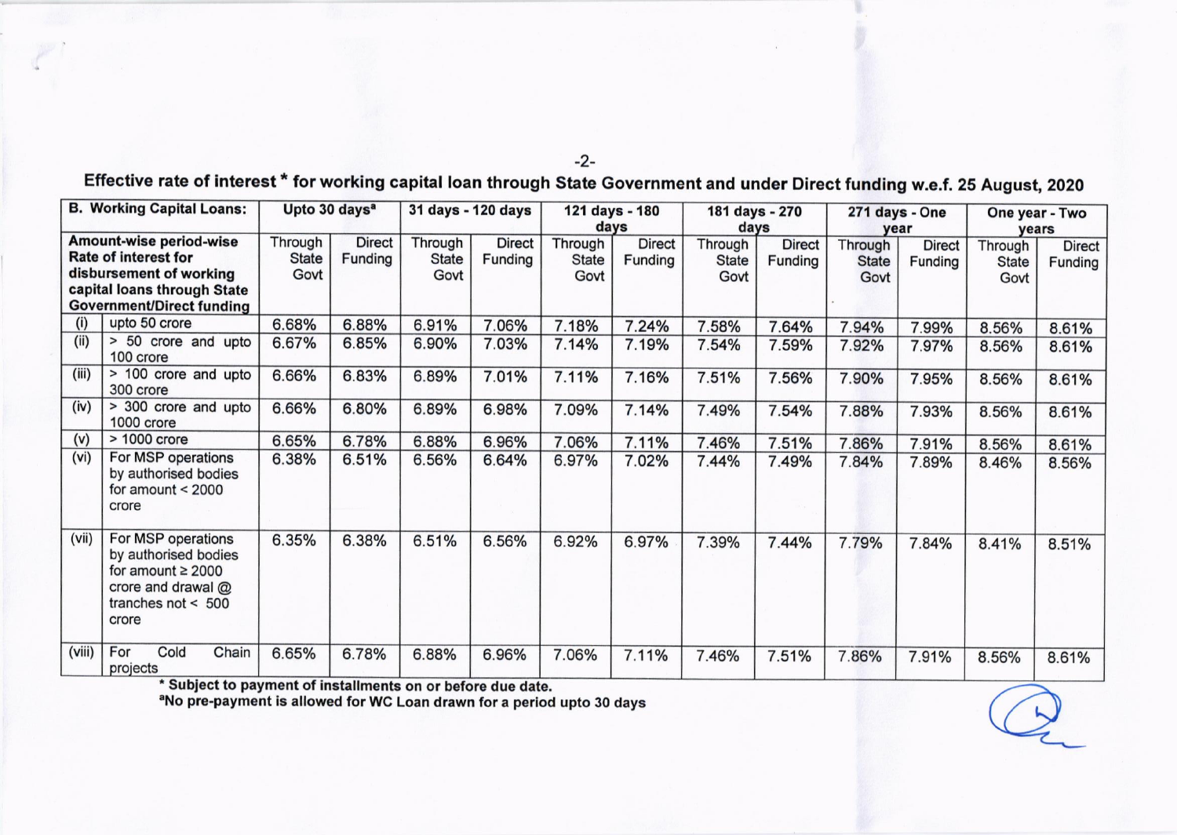## Effective rate of interest * for working capital loan through State Government and under Direct funding w.e.f. 25 August, 2020

| B. Working Capital Loans: | | Upto 30 days[a] | | 31 days - 120 days | | 121 days - 180 days | | 181 days - 270 days | | 271 days - One year | | One year - Two years | |
|---|---|---|---|---|---|---|---|---|---|---|---|---|---|
| Amount-wise period-wise Rate of interest for disbursement of working capital loans through State Government/Direct funding | | Through State Govt | Direct Funding | Through State Govt | Direct Funding | Through State Govt | Direct Funding | Through State Govt | Direct Funding | Through State Govt | Direct Funding | Through State Govt | Direct Funding |
| (i) | upto 50 crore | 6.68% | 6.88% | 6.91% | 7.06% | 7.18% | 7.24% | 7.58% | 7.64% | 7.94% | 7.99% | 8.56% | 8.61% |
| (ii) | > 50 crore and upto 100 crore | 6.67% | 6.85% | 6.90% | 7.03% | 7.14% | 7.19% | 7.54% | 7.59% | 7.92% | 7.97% | 8.56% | 8.61% |
| (iii) | > 100 crore and upto 300 crore | 6.66% | 6.83% | 6.89% | 7.01% | 7.11% | 7.16% | 7.51% | 7.56% | 7.90% | 7.95% | 8.56% | 8.61% |
| (iv) | > 300 crore and upto 1000 crore | 6.66% | 6.80% | 6.89% | 6.98% | 7.09% | 7.14% | 7.49% | 7.54% | 7.88% | 7.93% | 8.56% | 8.61% |
| (v) | > 1000 crore | 6.65% | 6.78% | 6.88% | 6.96% | 7.06% | 7.11% | 7.46% | 7.51% | 7.86% | 7.91% | 8.56% | 8.61% |
| (vi) | For MSP operations by authorised bodies for amount < 2000 crore | 6.38% | 6.51% | 6.56% | 6.64% | 6.97% | 7.02% | 7.44% | 7.49% | 7.84% | 7.89% | 8.46% | 8.56% |
| (vii) | For MSP operations by authorised bodies for amount ≥ 2000 crore and drawal @ tranches not < 500 crore | 6.35% | 6.38% | 6.51% | 6.56% | 6.92% | 6.97% | 7.39% | 7.44% | 7.79% | 7.84% | 8.41% | 8.51% |
| (viii) | For Cold Chain projects | 6.65% | 6.78% | 6.88% | 6.96% | 7.06% | 7.11% | 7.46% | 7.51% | 7.86% | 7.91% | 8.56% | 8.61% |

**\* Subject to payment of installments on or before due date.**

**[a]No pre-payment is allowed for WC Loan drawn for a period upto 30 days**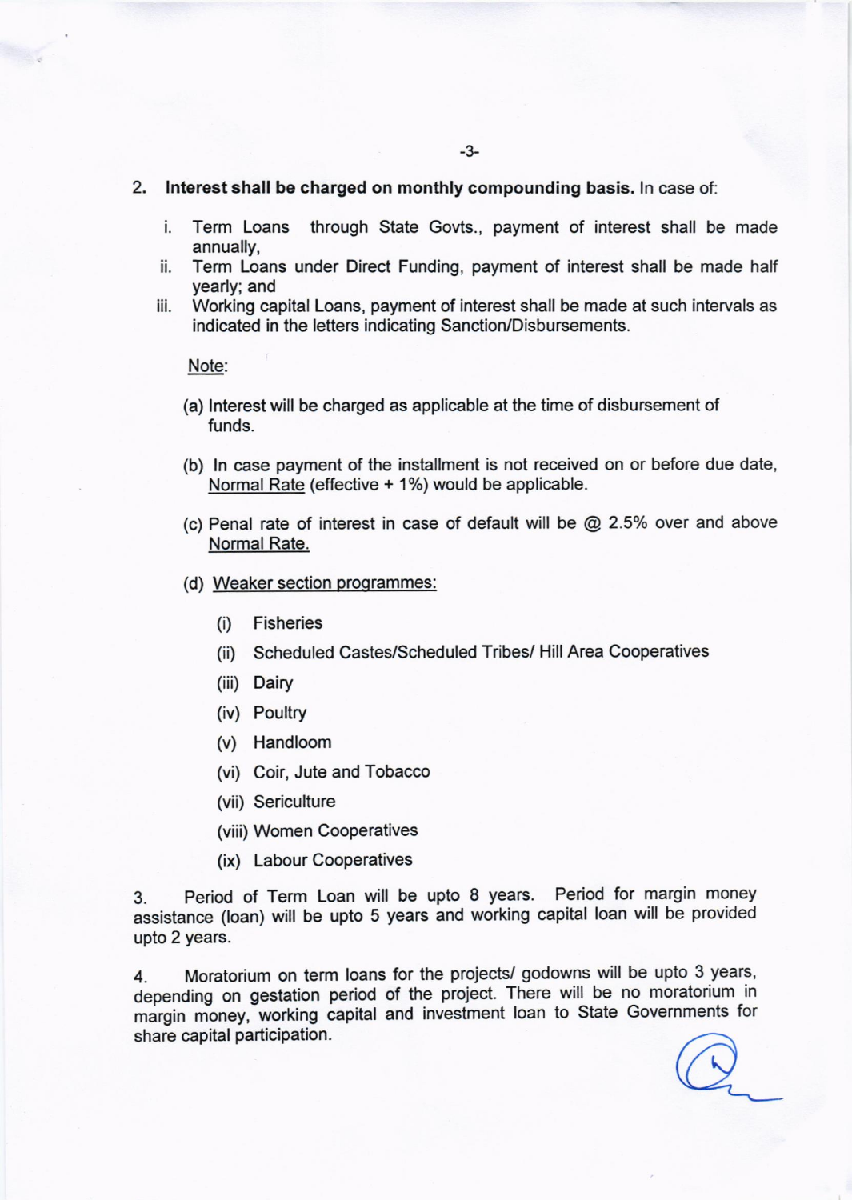2. **Interest shall be charged on monthly compounding basis.** In case of:

   i. Term Loans through State Govts., payment of interest shall be made annually,
   ii. Term Loans under Direct Funding, payment of interest shall be made half yearly; and
   iii. Working capital Loans, payment of interest shall be made at such intervals as indicated in the letters indicating Sanction/Disbursements.

   Note:

   (a) Interest will be charged as applicable at the time of disbursement of funds.

   (b) In case payment of the installment is not received on or before due date, Normal Rate (effective + 1%) would be applicable.

   (c) Penal rate of interest in case of default will be @ 2.5% over and above Normal Rate.

   (d) Weaker section programmes:

   (i) Fisheries
   (ii) Scheduled Castes/Scheduled Tribes/ Hill Area Cooperatives
   (iii) Dairy
   (iv) Poultry
   (v) Handloom
   (vi) Coir, Jute and Tobacco
   (vii) Sericulture
   (viii) Women Cooperatives
   (ix) Labour Cooperatives

3. Period of Term Loan will be upto 8 years. Period for margin money assistance (loan) will be upto 5 years and working capital loan will be provided upto 2 years.

4. Moratorium on term loans for the projects/ godowns will be upto 3 years, depending on gestation period of the project. There will be no moratorium in margin money, working capital and investment loan to State Governments for share capital participation.